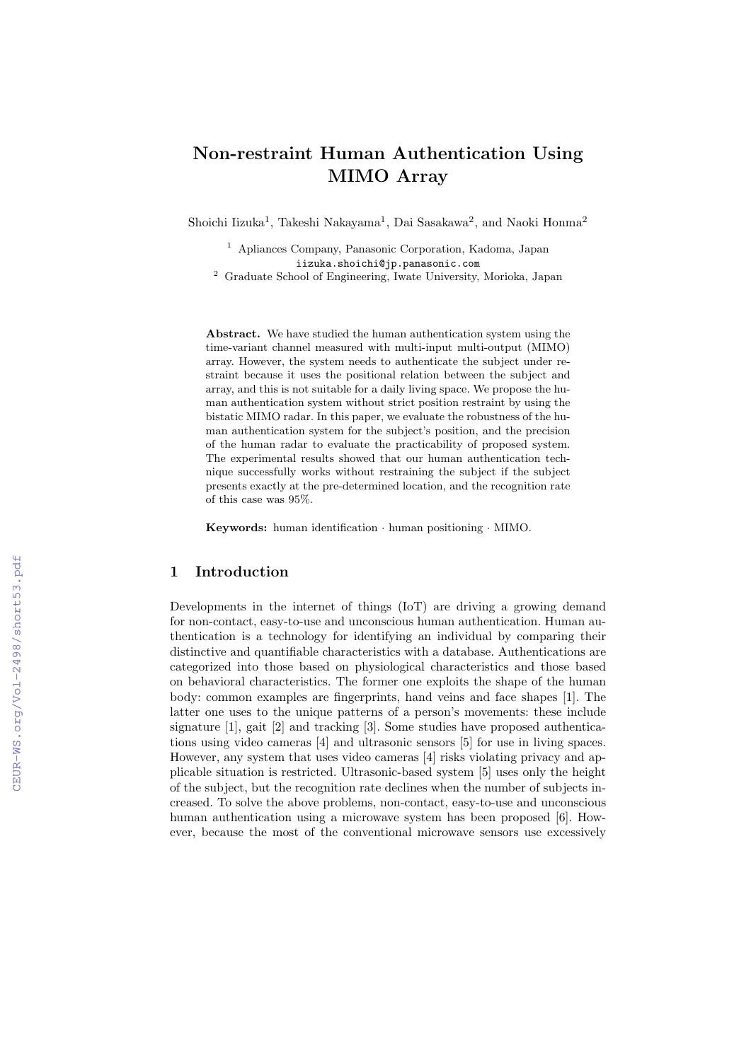# Non-restraint Human Authentication Using MIMO Array

Shoichi Iizuka[1], Takeshi Nakayama[1], Dai Sasakawa[2], and Naoki Honma[2]

[1] Apliances Company, Panasonic Corporation, Kadoma, Japan
iizuka.shoichi@jp.panasonic.com
[2] Graduate School of Engineering, Iwate University, Morioka, Japan

**Abstract.** We have studied the human authentication system using the time-variant channel measured with multi-input multi-output (MIMO) array. However, the system needs to authenticate the subject under restraint because it uses the positional relation between the subject and array, and this is not suitable for a daily living space. We propose the human authentication system without strict position restraint by using the bistatic MIMO radar. In this paper, we evaluate the robustness of the human authentication system for the subject's position, and the precision of the human radar to evaluate the practicability of proposed system. The experimental results showed that our human authentication technique successfully works without restraining the subject if the subject presents exactly at the pre-determined location, and the recognition rate of this case was 95%.

**Keywords:** human identification · human positioning · MIMO.

## 1 Introduction

Developments in the internet of things (IoT) are driving a growing demand for non-contact, easy-to-use and unconscious human authentication. Human authentication is a technology for identifying an individual by comparing their distinctive and quantifiable characteristics with a database. Authentications are categorized into those based on physiological characteristics and those based on behavioral characteristics. The former one exploits the shape of the human body: common examples are fingerprints, hand veins and face shapes [1]. The latter one uses to the unique patterns of a person's movements: these include signature [1], gait [2] and tracking [3]. Some studies have proposed authentications using video cameras [4] and ultrasonic sensors [5] for use in living spaces. However, any system that uses video cameras [4] risks violating privacy and applicable situation is restricted. Ultrasonic-based system [5] uses only the height of the subject, but the recognition rate declines when the number of subjects increased. To solve the above problems, non-contact, easy-to-use and unconscious human authentication using a microwave system has been proposed [6]. However, because the most of the conventional microwave sensors use excessively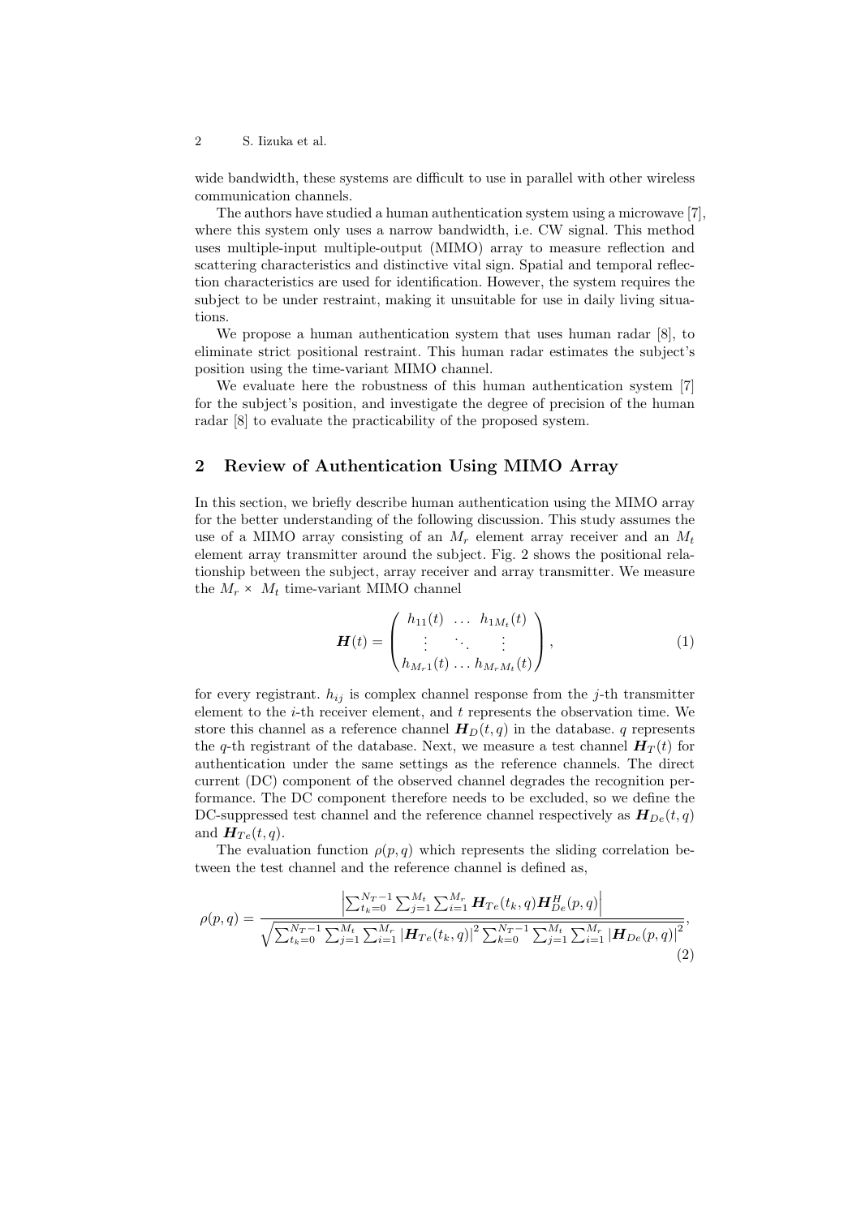wide bandwidth, these systems are difficult to use in parallel with other wireless communication channels.

The authors have studied a human authentication system using a microwave [7], where this system only uses a narrow bandwidth, i.e. CW signal. This method uses multiple-input multiple-output (MIMO) array to measure reflection and scattering characteristics and distinctive vital sign. Spatial and temporal reflection characteristics are used for identification. However, the system requires the subject to be under restraint, making it unsuitable for use in daily living situations.

We propose a human authentication system that uses human radar [8], to eliminate strict positional restraint. This human radar estimates the subject's position using the time-variant MIMO channel.

We evaluate here the robustness of this human authentication system [7] for the subject's position, and investigate the degree of precision of the human radar [8] to evaluate the practicability of the proposed system.

## 2 Review of Authentication Using MIMO Array

In this section, we briefly describe human authentication using the MIMO array for the better understanding of the following discussion. This study assumes the use of a MIMO array consisting of an $M_r$ element array receiver and an $M_t$ element array transmitter around the subject. Fig. 2 shows the positional relationship between the subject, array receiver and array transmitter. We measure the $M_r \times M_t$ time-variant MIMO channel

$$\boldsymbol{H}(t) = \begin{pmatrix} h_{11}(t) & \ldots & h_{1M_t}(t) \\ \vdots & \ddots & \vdots \\ h_{M_r1}(t) & \ldots & h_{M_rM_t}(t) \end{pmatrix}, \tag{1}$$

for every registrant. $h_{ij}$ is complex channel response from the $j$-th transmitter element to the $i$-th receiver element, and $t$ represents the observation time. We store this channel as a reference channel $\boldsymbol{H}_D(t, q)$ in the database. $q$ represents the $q$-th registrant of the database. Next, we measure a test channel $\boldsymbol{H}_T(t)$ for authentication under the same settings as the reference channels. The direct current (DC) component of the observed channel degrades the recognition performance. The DC component therefore needs to be excluded, so we define the DC-suppressed test channel and the reference channel respectively as $\boldsymbol{H}_{De}(t, q)$ and $\boldsymbol{H}_{Te}(t, q)$.

The evaluation function $\rho(p, q)$ which represents the sliding correlation between the test channel and the reference channel is defined as,

$$\rho(p, q) = \frac{\left|\sum_{t_k=0}^{N_T-1} \sum_{j=1}^{M_t} \sum_{i=1}^{M_r} \boldsymbol{H}_{Te}(t_k, q) \boldsymbol{H}_{De}^H(p, q)\right|}{\sqrt{\sum_{t_k=0}^{N_T-1} \sum_{j=1}^{M_t} \sum_{i=1}^{M_r} \left|\boldsymbol{H}_{Te}(t_k, q)\right|^2 \sum_{k=0}^{N_T-1} \sum_{j=1}^{M_t} \sum_{i=1}^{M_r} \left|\boldsymbol{H}_{De}(p, q)\right|^2}}, \tag{2}$$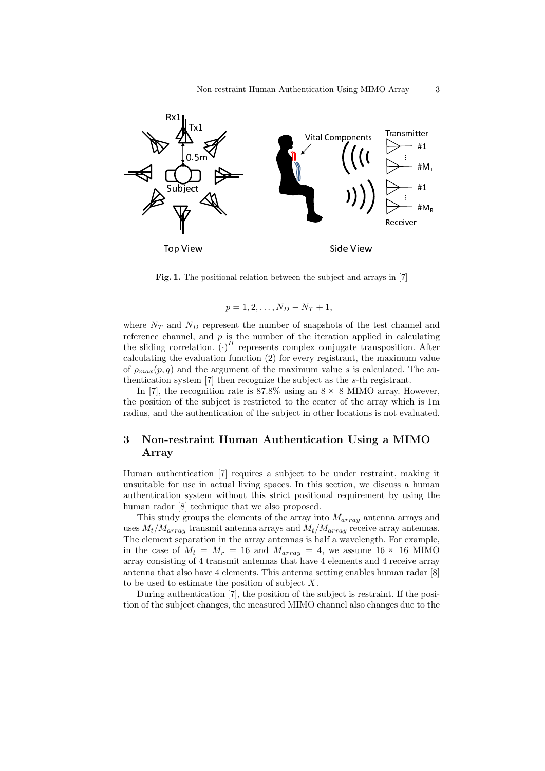**Fig. 1.** The positional relation between the subject and arrays in [7]

$$p = 1, 2, \ldots, N_D - N_T + 1,$$

where $N_T$ and $N_D$ represent the number of snapshots of the test channel and reference channel, and $p$ is the number of the iteration applied in calculating the sliding correlation. $(\cdot)^H$ represents complex conjugate transposition. After calculating the evaluation function (2) for every registrant, the maximum value of $\rho_{max}(p, q)$ and the argument of the maximum value $s$ is calculated. The authentication system [7] then recognize the subject as the $s$-th registrant.

In [7], the recognition rate is 87.8% using an $8 \times 8$ MIMO array. However, the position of the subject is restricted to the center of the array which is 1m radius, and the authentication of the subject in other locations is not evaluated.

## 3 Non-restraint Human Authentication Using a MIMO Array

Human authentication [7] requires a subject to be under restraint, making it unsuitable for use in actual living spaces. In this section, we discuss a human authentication system without this strict positional requirement by using the human radar [8] technique that we also proposed.

This study groups the elements of the array into $M_{array}$ antenna arrays and uses $M_t/M_{array}$ transmit antenna arrays and $M_t/M_{array}$ receive array antennas. The element separation in the array antennas is half a wavelength. For example, in the case of $M_t = M_r = 16$ and $M_{array} = 4$, we assume $16 \times 16$ MIMO array consisting of 4 transmit antennas that have 4 elements and 4 receive array antenna that also have 4 elements. This antenna setting enables human radar [8] to be used to estimate the position of subject $X$.

During authentication [7], the position of the subject is restraint. If the position of the subject changes, the measured MIMO channel also changes due to the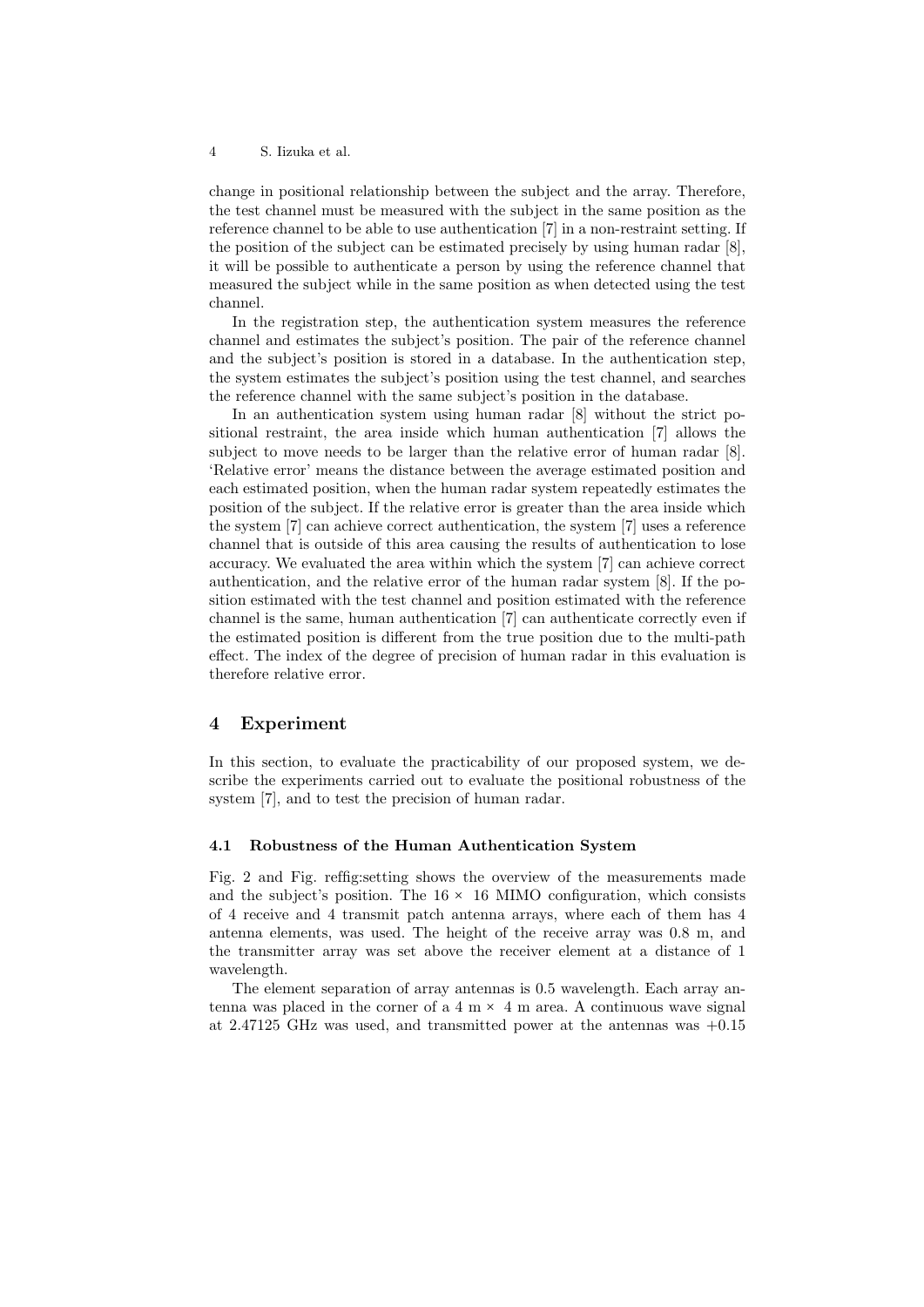change in positional relationship between the subject and the array. Therefore, the test channel must be measured with the subject in the same position as the reference channel to be able to use authentication [7] in a non-restraint setting. If the position of the subject can be estimated precisely by using human radar [8], it will be possible to authenticate a person by using the reference channel that measured the subject while in the same position as when detected using the test channel.

In the registration step, the authentication system measures the reference channel and estimates the subject's position. The pair of the reference channel and the subject's position is stored in a database. In the authentication step, the system estimates the subject's position using the test channel, and searches the reference channel with the same subject's position in the database.

In an authentication system using human radar [8] without the strict positional restraint, the area inside which human authentication [7] allows the subject to move needs to be larger than the relative error of human radar [8]. 'Relative error' means the distance between the average estimated position and each estimated position, when the human radar system repeatedly estimates the position of the subject. If the relative error is greater than the area inside which the system [7] can achieve correct authentication, the system [7] uses a reference channel that is outside of this area causing the results of authentication to lose accuracy. We evaluated the area within which the system [7] can achieve correct authentication, and the relative error of the human radar system [8]. If the position estimated with the test channel and position estimated with the reference channel is the same, human authentication [7] can authenticate correctly even if the estimated position is different from the true position due to the multi-path effect. The index of the degree of precision of human radar in this evaluation is therefore relative error.

## 4 Experiment

In this section, to evaluate the practicability of our proposed system, we describe the experiments carried out to evaluate the positional robustness of the system [7], and to test the precision of human radar.

### 4.1 Robustness of the Human Authentication System

Fig. 2 and Fig. reffig:setting shows the overview of the measurements made and the subject's position. The $16 \times 16$ MIMO configuration, which consists of 4 receive and 4 transmit patch antenna arrays, where each of them has 4 antenna elements, was used. The height of the receive array was 0.8 m, and the transmitter array was set above the receiver element at a distance of 1 wavelength.

The element separation of array antennas is 0.5 wavelength. Each array antenna was placed in the corner of a 4 m $\times$ 4 m area. A continuous wave signal at 2.47125 GHz was used, and transmitted power at the antennas was +0.15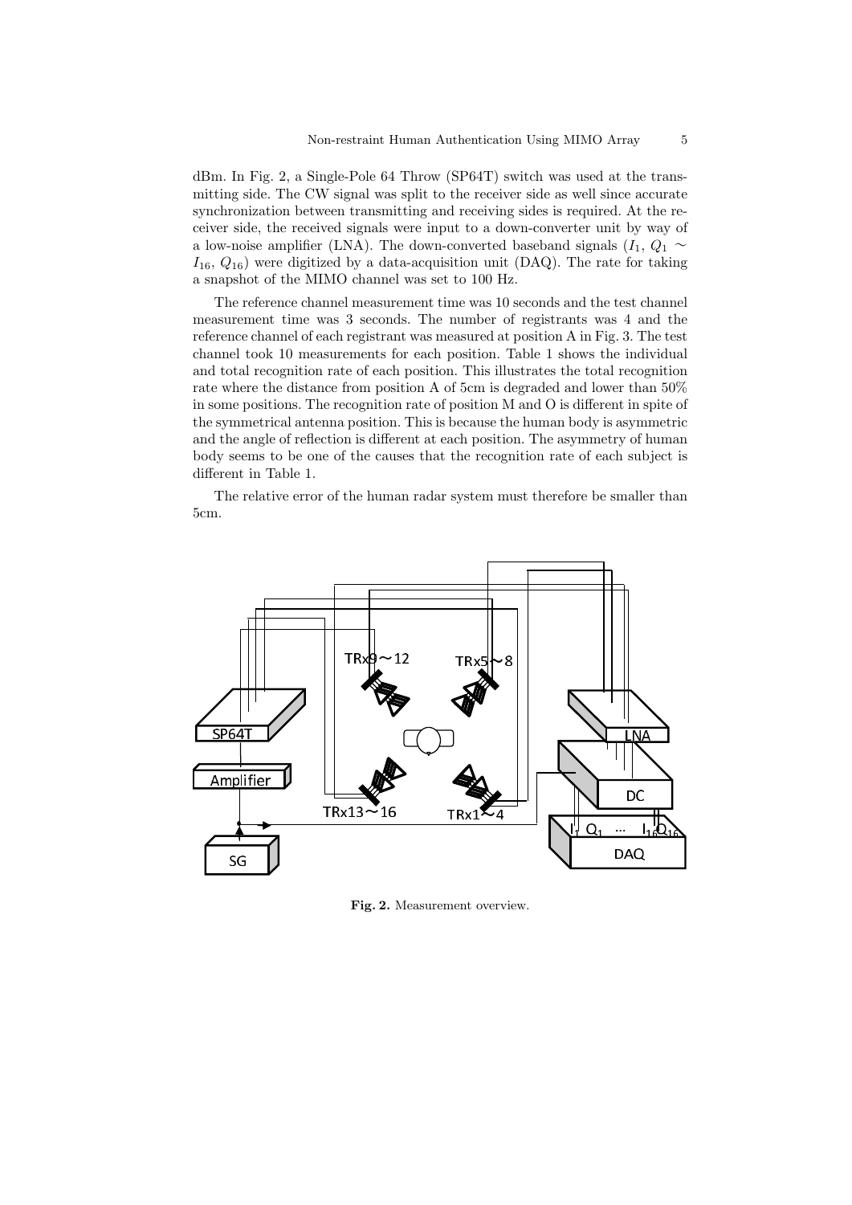dBm. In Fig. 2, a Single-Pole 64 Throw (SP64T) switch was used at the transmitting side. The CW signal was split to the receiver side as well since accurate synchronization between transmitting and receiving sides is required. At the receiver side, the received signals were input to a down-converter unit by way of a low-noise amplifier (LNA). The down-converted baseband signals ($I_1$, $Q_1$ $\sim$ $I_{16}$, $Q_{16}$) were digitized by a data-acquisition unit (DAQ). The rate for taking a snapshot of the MIMO channel was set to 100 Hz.

The reference channel measurement time was 10 seconds and the test channel measurement time was 3 seconds. The number of registrants was 4 and the reference channel of each registrant was measured at position A in Fig. 3. The test channel took 10 measurements for each position. Table 1 shows the individual and total recognition rate of each position. This illustrates the total recognition rate where the distance from position A of 5cm is degraded and lower than 50% in some positions. The recognition rate of position M and O is different in spite of the symmetrical antenna position. This is because the human body is asymmetric and the angle of reflection is different at each position. The asymmetry of human body seems to be one of the causes that the recognition rate of each subject is different in Table 1.

The relative error of the human radar system must therefore be smaller than 5cm.

**Fig. 2.** Measurement overview.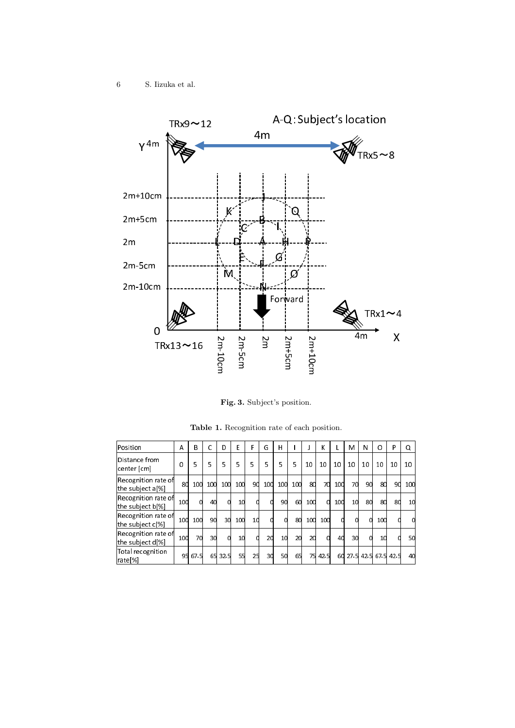Fig. 3. Subject's position.

Table 1. Recognition rate of each position.

| Position | A | B | C | D | E | F | G | H | I | J | K | L | M | N | O | P | Q |
|---|---|---|---|---|---|---|---|---|---|---|---|---|---|---|---|---|---|
| Distance from center [cm] | 0 | 5 | 5 | 5 | 5 | 5 | 5 | 5 | 5 | 10 | 10 | 10 | 10 | 10 | 10 | 10 | 10 |
| Recognition rate of the subject a[%] | 80 | 100 | 100 | 100 | 100 | 90 | 100 | 100 | 100 | 80 | 70 | 100 | 70 | 90 | 80 | 90 | 100 |
| Recognition rate of the subject b[%] | 100 | 0 | 40 | 0 | 10 | 0 | 0 | 90 | 60 | 100 | 0 | 100 | 10 | 80 | 80 | 80 | 10 |
| Recognition rate of the subject c[%] | 100 | 100 | 90 | 30 | 100 | 10 | 0 | 0 | 80 | 100 | 100 | 0 | 0 | 0 | 100 | 0 | 0 |
| Recognition rate of the subject d[%] | 100 | 70 | 30 | 0 | 10 | 0 | 20 | 10 | 20 | 20 | 0 | 40 | 30 | 0 | 10 | 0 | 50 |
| Total recognition rate[%] | 95 | 67.5 | 65 | 32.5 | 55 | 25 | 30 | 50 | 65 | 75 | 42.5 | 60 | 27.5 | 42.5 | 67.5 | 42.5 | 40 |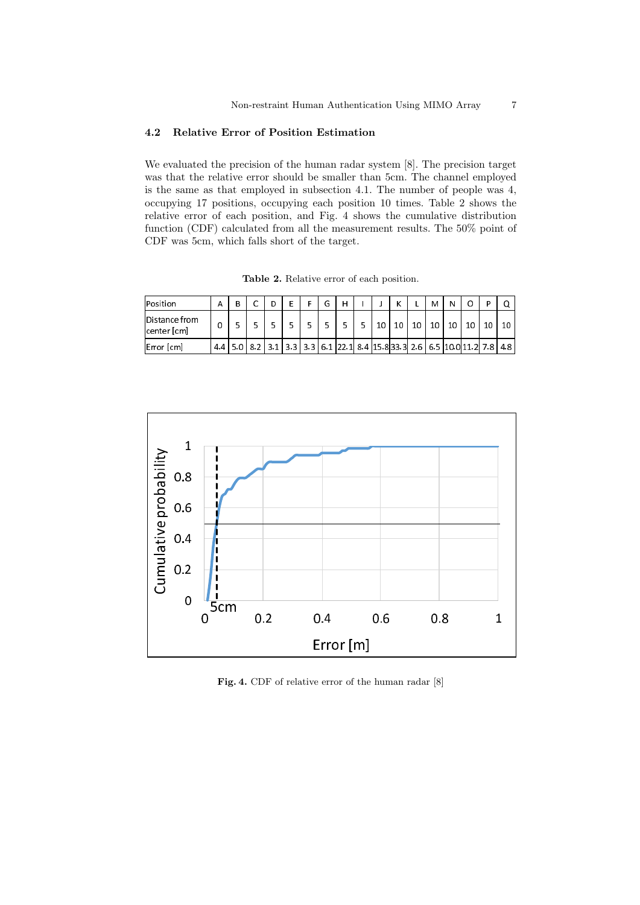### 4.2 Relative Error of Position Estimation

We evaluated the precision of the human radar system [8]. The precision target was that the relative error should be smaller than 5cm. The channel employed is the same as that employed in subsection 4.1. The number of people was 4, occupying 17 positions, occupying each position 10 times. Table 2 shows the relative error of each position, and Fig. 4 shows the cumulative distribution function (CDF) calculated from all the measurement results. The 50% point of CDF was 5cm, which falls short of the target.

**Table 2.** Relative error of each position.

| Position | A | B | C | D | E | F | G | H | I | J | K | L | M | N | O | P | Q |
|---|---|---|---|---|---|---|---|---|---|---|---|---|---|---|---|---|---|
| Distance from center [cm] | 0 | 5 | 5 | 5 | 5 | 5 | 5 | 5 | 5 | 10 | 10 | 10 | 10 | 10 | 10 | 10 | 10 |
| Error [cm] | 4.4 | 5.0 | 8.2 | 3.1 | 3.3 | 3.3 | 6.1 | 22.1 | 8.4 | 15.8 | 33.3 | 2.6 | 6.5 | 10.0 | 11.2 | 7.8 | 4.8 |

**Fig. 4.** CDF of relative error of the human radar [8]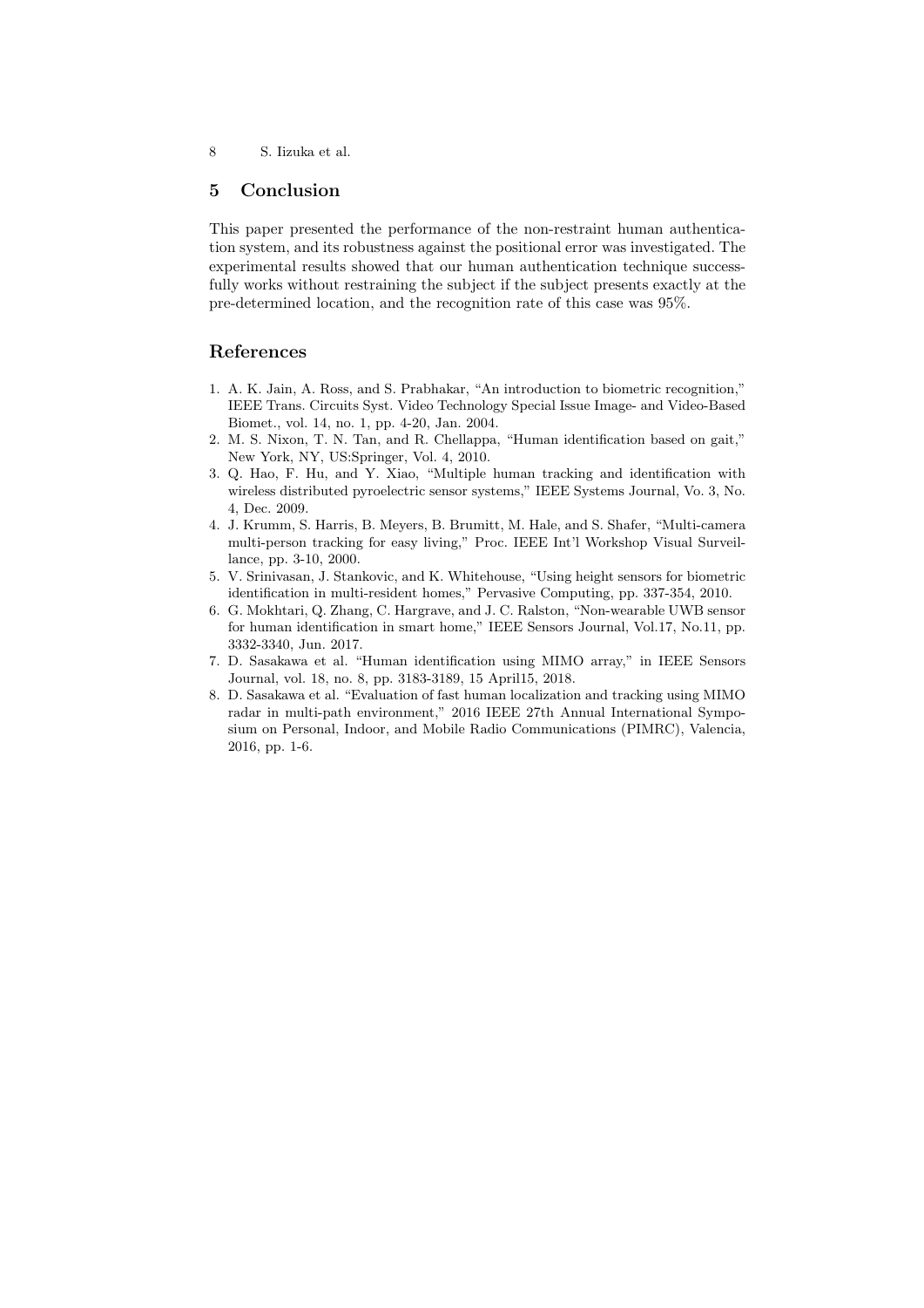## 5 Conclusion

This paper presented the performance of the non-restraint human authentication system, and its robustness against the positional error was investigated. The experimental results showed that our human authentication technique successfully works without restraining the subject if the subject presents exactly at the pre-determined location, and the recognition rate of this case was 95%.

## References

1. A. K. Jain, A. Ross, and S. Prabhakar, "An introduction to biometric recognition," IEEE Trans. Circuits Syst. Video Technology Special Issue Image- and Video-Based Biomet., vol. 14, no. 1, pp. 4-20, Jan. 2004.
2. M. S. Nixon, T. N. Tan, and R. Chellappa, "Human identification based on gait," New York, NY, US:Springer, Vol. 4, 2010.
3. Q. Hao, F. Hu, and Y. Xiao, "Multiple human tracking and identification with wireless distributed pyroelectric sensor systems," IEEE Systems Journal, Vo. 3, No. 4, Dec. 2009.
4. J. Krumm, S. Harris, B. Meyers, B. Brumitt, M. Hale, and S. Shafer, "Multi-camera multi-person tracking for easy living," Proc. IEEE Int'l Workshop Visual Surveillance, pp. 3-10, 2000.
5. V. Srinivasan, J. Stankovic, and K. Whitehouse, "Using height sensors for biometric identification in multi-resident homes," Pervasive Computing, pp. 337-354, 2010.
6. G. Mokhtari, Q. Zhang, C. Hargrave, and J. C. Ralston, "Non-wearable UWB sensor for human identification in smart home," IEEE Sensors Journal, Vol.17, No.11, pp. 3332-3340, Jun. 2017.
7. D. Sasakawa et al. "Human identification using MIMO array," in IEEE Sensors Journal, vol. 18, no. 8, pp. 3183-3189, 15 April15, 2018.
8. D. Sasakawa et al. "Evaluation of fast human localization and tracking using MIMO radar in multi-path environment," 2016 IEEE 27th Annual International Symposium on Personal, Indoor, and Mobile Radio Communications (PIMRC), Valencia, 2016, pp. 1-6.